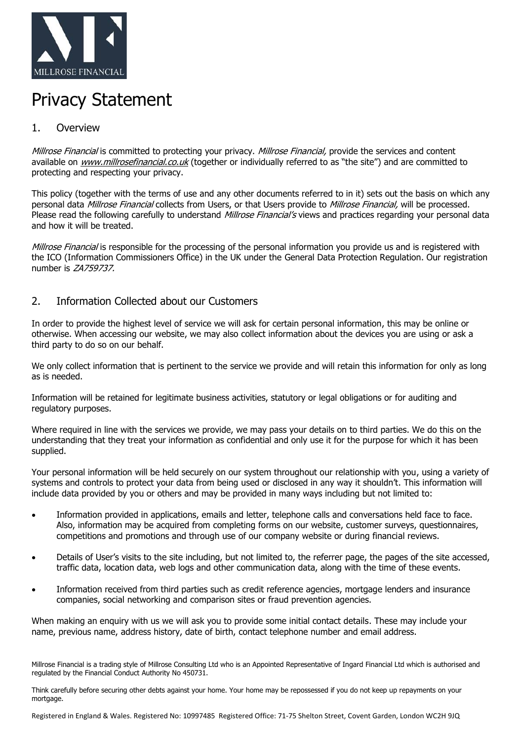# Privacy Statement

## 1. Overview

*Millrose Financial* is committed to protecting your privacy. *Millrose Financial,* provide the services and content available on *www.millrosefinancial.co.uk* (together or individually referred to as "the site") and are committed to protecting and respecting your privacy.

This policy (together with the terms of use and any other documents referred to in it) sets out the basis on which any personal data *Millrose Financial* collects from Users, or that Users provide to *Millrose Financial,* will be processed. Please read the following carefully to understand *Millrose Financial's* views and practices regarding your personal data and how it will be treated.

*Millrose Financial* is responsible for the processing of the personal information you provide us and is registered with the ICO (Information Commissioners Office) in the UK under the General Data Protection Regulation. Our registration number is *ZA759737.*

## 2. Information Collected about our Customers

In order to provide the highest level of service we will ask for certain personal information, this may be online or otherwise. When accessing our website, we may also collect information about the devices you are using or ask a third party to do so on our behalf.

We only collect information that is pertinent to the service we provide and will retain this information for only as long as is needed.

Information will be retained for legitimate business activities, statutory or legal obligations or for auditing and regulatory purposes.

Where required in line with the services we provide, we may pass your details on to third parties. We do this on the understanding that they treat your information as confidential and only use it for the purpose for which it has been supplied.

Your personal information will be held securely on our system throughout our relationship with you, using a variety of systems and controls to protect your data from being used or disclosed in any way it shouldn't. This information will include data provided by you or others and may be provided in many ways including but not limited to:

- Information provided in applications, emails and letter, telephone calls and conversations held face to face. Also, information may be acquired from completing forms on our website, customer surveys, questionnaires, competitions and promotions and through use of our company website or during financial reviews.
- Details of User's visits to the site including, but not limited to, the referrer page, the pages of the site accessed, traffic data, location data, web logs and other communication data, along with the time of these events.
- Information received from third parties such as credit reference agencies, mortgage lenders and insurance companies, social networking and comparison sites or fraud prevention agencies.

When making an enquiry with us we will ask you to provide some initial contact details. These may include your name, previous name, address history, date of birth, contact telephone number and email address.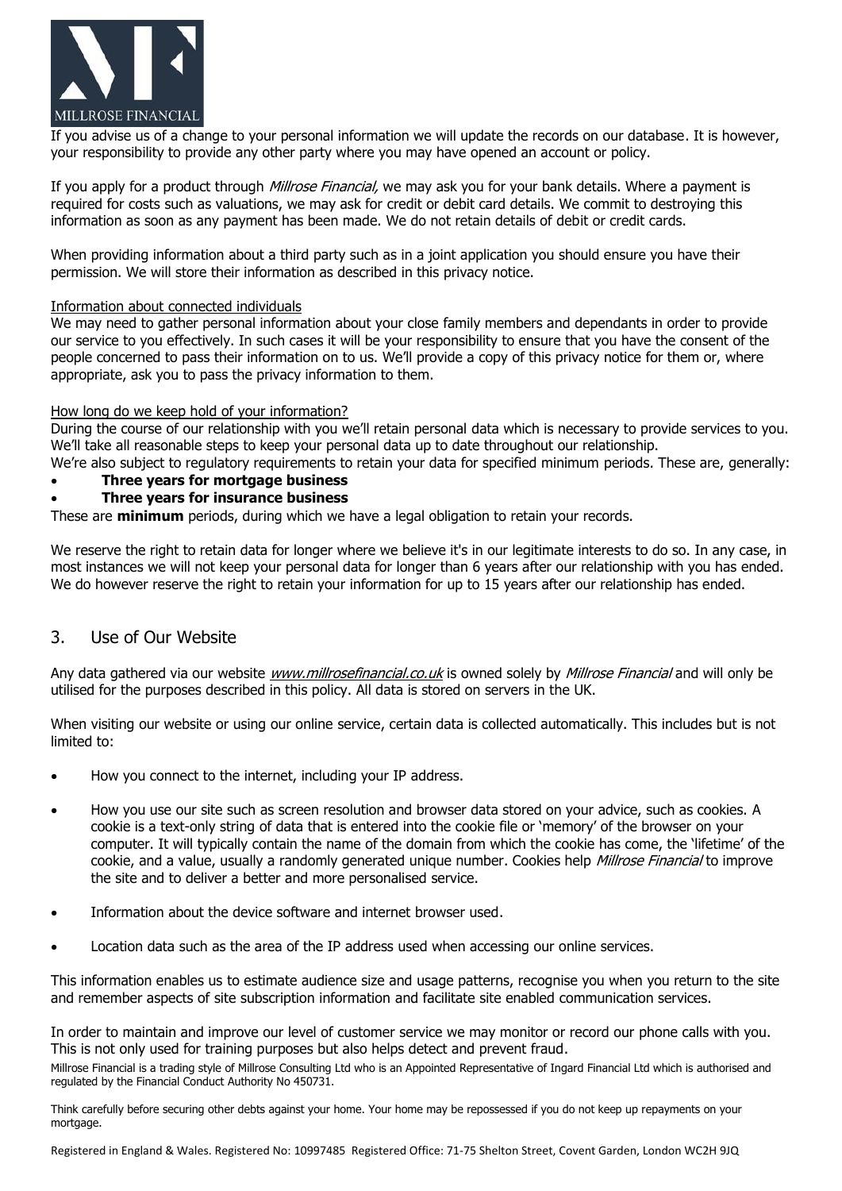If you advise us of a change to your personal information we will update the records on our database. It is however, your responsibility to provide any other party where you may have opened an account or policy.

If you apply for a product through *Millrose Financial,* we may ask you for your bank details. Where a payment is required for costs such as valuations, we may ask for credit or debit card details. We commit to destroying this information as soon as any payment has been made. We do not retain details of debit or credit cards.

When providing information about a third party such as in a joint application you should ensure you have their permission. We will store their information as described in this privacy notice.

Information about connected individuals

We may need to gather personal information about your close family members and dependants in order to provide our service to you effectively. In such cases it will be your responsibility to ensure that you have the consent of the people concerned to pass their information on to us. We'll provide a copy of this privacy notice for them or, where appropriate, ask you to pass the privacy information to them.

How long do we keep hold of your information?

During the course of our relationship with you we'll retain personal data which is necessary to provide services to you. We'll take all reasonable steps to keep your personal data up to date throughout our relationship.

We're also subject to regulatory requirements to retain your data for specified minimum periods. These are, generally:

- **Three years for mortgage business**
- **Three years for insurance business**

These are **minimum** periods, during which we have a legal obligation to retain your records.

We reserve the right to retain data for longer where we believe it's in our legitimate interests to do so. In any case, in most instances we will not keep your personal data for longer than 6 years after our relationship with you has ended. We do however reserve the right to retain your information for up to 15 years after our relationship has ended.

## 3. Use of Our Website

Any data gathered via our website *www.millrosefinancial.co.uk* is owned solely by *Millrose Financial* and will only be utilised for the purposes described in this policy. All data is stored on servers in the UK.

When visiting our website or using our online service, certain data is collected automatically. This includes but is not limited to:

- How you connect to the internet, including your IP address.
- How you use our site such as screen resolution and browser data stored on your advice, such as cookies. A cookie is a text-only string of data that is entered into the cookie file or 'memory' of the browser on your computer. It will typically contain the name of the domain from which the cookie has come, the 'lifetime' of the cookie, and a value, usually a randomly generated unique number. Cookies help *Millrose Financial* to improve the site and to deliver a better and more personalised service.
- Information about the device software and internet browser used.
- Location data such as the area of the IP address used when accessing our online services.

This information enables us to estimate audience size and usage patterns, recognise you when you return to the site and remember aspects of site subscription information and facilitate site enabled communication services.

In order to maintain and improve our level of customer service we may monitor or record our phone calls with you. This is not only used for training purposes but also helps detect and prevent fraud.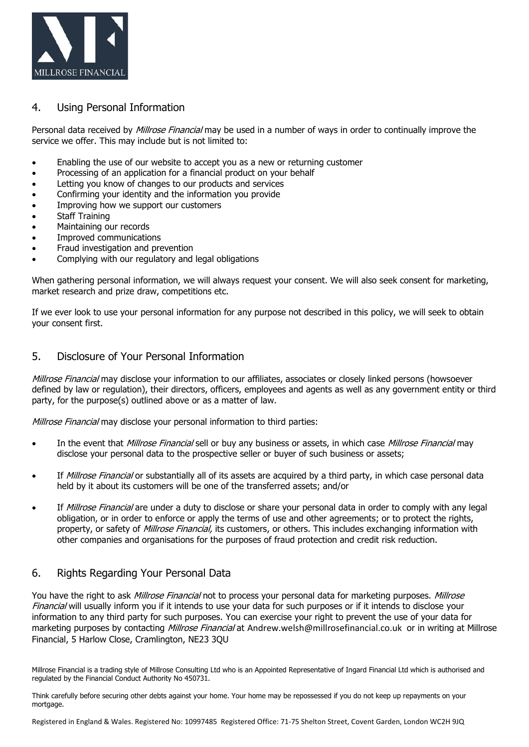## 4. Using Personal Information

Personal data received by *Millrose Financial* may be used in a number of ways in order to continually improve the service we offer. This may include but is not limited to:

- Enabling the use of our website to accept you as a new or returning customer
- Processing of an application for a financial product on your behalf
- Letting you know of changes to our products and services
- Confirming your identity and the information you provide
- Improving how we support our customers
- Staff Training
- Maintaining our records
- Improved communications
- Fraud investigation and prevention
- Complying with our regulatory and legal obligations

When gathering personal information, we will always request your consent. We will also seek consent for marketing, market research and prize draw, competitions etc.

If we ever look to use your personal information for any purpose not described in this policy, we will seek to obtain your consent first.

## 5. Disclosure of Your Personal Information

*Millrose Financial* may disclose your information to our affiliates, associates or closely linked persons (howsoever defined by law or regulation), their directors, officers, employees and agents as well as any government entity or third party, for the purpose(s) outlined above or as a matter of law.

*Millrose Financial* may disclose your personal information to third parties:

- In the event that *Millrose Financial* sell or buy any business or assets, in which case *Millrose Financial* may disclose your personal data to the prospective seller or buyer of such business or assets;

- If *Millrose Financial* or substantially all of its assets are acquired by a third party, in which case personal data held by it about its customers will be one of the transferred assets; and/or

- If *Millrose Financial* are under a duty to disclose or share your personal data in order to comply with any legal obligation, or in order to enforce or apply the terms of use and other agreements; or to protect the rights, property, or safety of *Millrose Financial,* its customers, or others. This includes exchanging information with other companies and organisations for the purposes of fraud protection and credit risk reduction.

## 6. Rights Regarding Your Personal Data

You have the right to ask *Millrose Financial* not to process your personal data for marketing purposes. *Millrose Financial* will usually inform you if it intends to use your data for such purposes or if it intends to disclose your information to any third party for such purposes. You can exercise your right to prevent the use of your data for marketing purposes by contacting *Millrose Financial* at Andrew.welsh@millrosefinancial.co.uk or in writing at Millrose Financial, 5 Harlow Close, Cramlington, NE23 3QU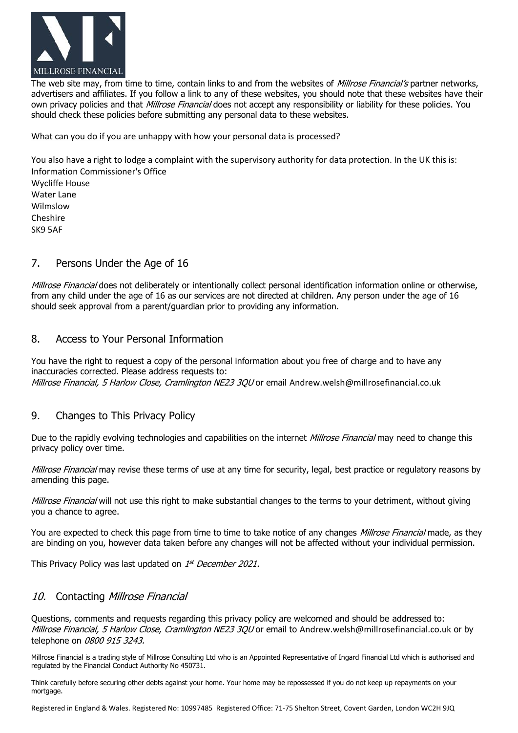The web site may, from time to time, contain links to and from the websites of *Millrose Financial's* partner networks, advertisers and affiliates. If you follow a link to any of these websites, you should note that these websites have their own privacy policies and that *Millrose Financial* does not accept any responsibility or liability for these policies. You should check these policies before submitting any personal data to these websites.

What can you do if you are unhappy with how your personal data is processed?

You also have a right to lodge a complaint with the supervisory authority for data protection. In the UK this is:
Information Commissioner's Office
Wycliffe House
Water Lane
Wilmslow
Cheshire
SK9 5AF

## 7. Persons Under the Age of 16

*Millrose Financial* does not deliberately or intentionally collect personal identification information online or otherwise, from any child under the age of 16 as our services are not directed at children. Any person under the age of 16 should seek approval from a parent/guardian prior to providing any information.

## 8. Access to Your Personal Information

You have the right to request a copy of the personal information about you free of charge and to have any inaccuracies corrected. Please address requests to:
*Millrose Financial, 5 Harlow Close, Cramlington NE23 3QU* or email Andrew.welsh@millrosefinancial.co.uk

## 9. Changes to This Privacy Policy

Due to the rapidly evolving technologies and capabilities on the internet *Millrose Financial* may need to change this privacy policy over time.

*Millrose Financial* may revise these terms of use at any time for security, legal, best practice or regulatory reasons by amending this page.

*Millrose Financial* will not use this right to make substantial changes to the terms to your detriment, without giving you a chance to agree.

You are expected to check this page from time to time to take notice of any changes *Millrose Financial* made, as they are binding on you, however data taken before any changes will not be affected without your individual permission.

This Privacy Policy was last updated on *1st December 2021.*

## *10.* Contacting *Millrose Financial*

Questions, comments and requests regarding this privacy policy are welcomed and should be addressed to:
*Millrose Financial, 5 Harlow Close, Cramlington NE23 3QU* or email to Andrew.welsh@millrosefinancial.co.uk or by telephone on *0800 915 3243.*

Millrose Financial is a trading style of Millrose Consulting Ltd who is an Appointed Representative of Ingard Financial Ltd which is authorised and regulated by the Financial Conduct Authority No 450731.

Think carefully before securing other debts against your home. Your home may be repossessed if you do not keep up repayments on your mortgage.

Registered in England & Wales. Registered No: 10997485 Registered Office: 71-75 Shelton Street, Covent Garden, London WC2H 9JQ